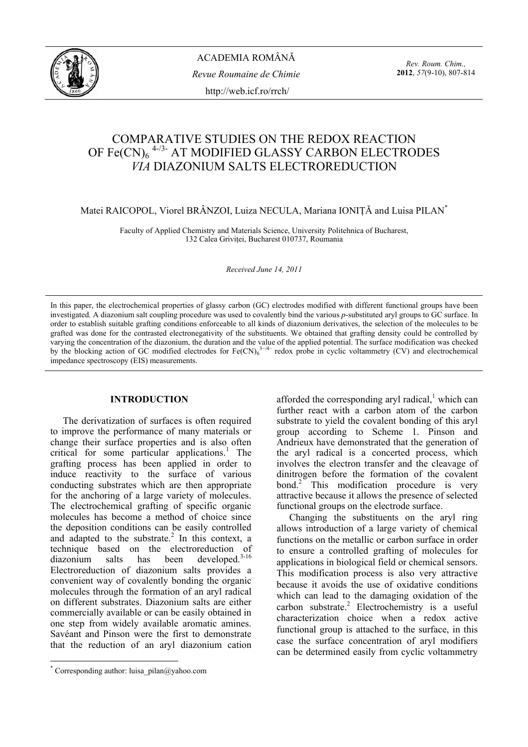ACADEMIA ROMÂNĂ

*Revue Roumaine de Chimie*

http://web.icf.ro/rrch/

*Rev. Roum. Chim.,* **2012**, *57*(9-10), 807-814

# COMPARATIVE STUDIES ON THE REDOX REACTION OF $Fe(CN)_6$ $^{4-/3-}$ AT MODIFIED GLASSY CARBON ELECTRODES *VIA* DIAZONIUM SALTS ELECTROREDUCTION

Matei RAICOPOL, Viorel BRÂNZOI, Luiza NECULA, Mariana IONIȚĂ and Luisa PILAN[*]

Faculty of Applied Chemistry and Materials Science, University Politehnica of Bucharest, 132 Calea Griviței, Bucharest 010737, Roumania

*Received June 14, 2011*

In this paper, the electrochemical properties of glassy carbon (GC) electrodes modified with different functional groups have been investigated. A diazonium salt coupling procedure was used to covalently bind the various *p*-substituted aryl groups to GC surface. In order to establish suitable grafting conditions enforceable to all kinds of diazonium derivatives, the selection of the molecules to be grafted was done for the contrasted electronegativity of the substituents. We obtained that grafting density could be controlled by varying the concentration of the diazonium, the duration and the value of the applied potential. The surface modification was checked by the blocking action of GC modified electrodes for $Fe(CN)_6^{3-/4-}$ redox probe in cyclic voltammetry (CV) and electrochemical impedance spectroscopy (EIS) measurements.

## INTRODUCTION

The derivatization of surfaces is often required to improve the performance of many materials or change their surface properties and is also often critical for some particular applications.[1] The grafting process has been applied in order to induce reactivity to the surface of various conducting substrates which are then appropriate for the anchoring of a large variety of molecules. The electrochemical grafting of specific organic molecules has become a method of choice since the deposition conditions can be easily controlled and adapted to the substrate.[2] In this context, a technique based on the electroreduction of diazonium salts has been developed.[3-16] Electroreduction of diazonium salts provides a convenient way of covalently bonding the organic molecules through the formation of an aryl radical on different substrates. Diazonium salts are either commercially available or can be easily obtained in one step from widely available aromatic amines. Savéant and Pinson were the first to demonstrate that the reduction of an aryl diazonium cation afforded the corresponding aryl radical,[1] which can further react with a carbon atom of the carbon substrate to yield the covalent bonding of this aryl group according to Scheme 1. Pinson and Andrieux have demonstrated that the generation of the aryl radical is a concerted process, which involves the electron transfer and the cleavage of dinitrogen before the formation of the covalent bond.[2] This modification procedure is very attractive because it allows the presence of selected functional groups on the electrode surface.

Changing the substituents on the aryl ring allows introduction of a large variety of chemical functions on the metallic or carbon surface in order to ensure a controlled grafting of molecules for applications in biological field or chemical sensors. This modification process is also very attractive because it avoids the use of oxidative conditions which can lead to the damaging oxidation of the carbon substrate.[2] Electrochemistry is a useful characterization choice when a redox active functional group is attached to the surface, in this case the surface concentration of aryl modifiers can be determined easily from cyclic voltammetry

[*] Corresponding author: luisa_pilan@yahoo.com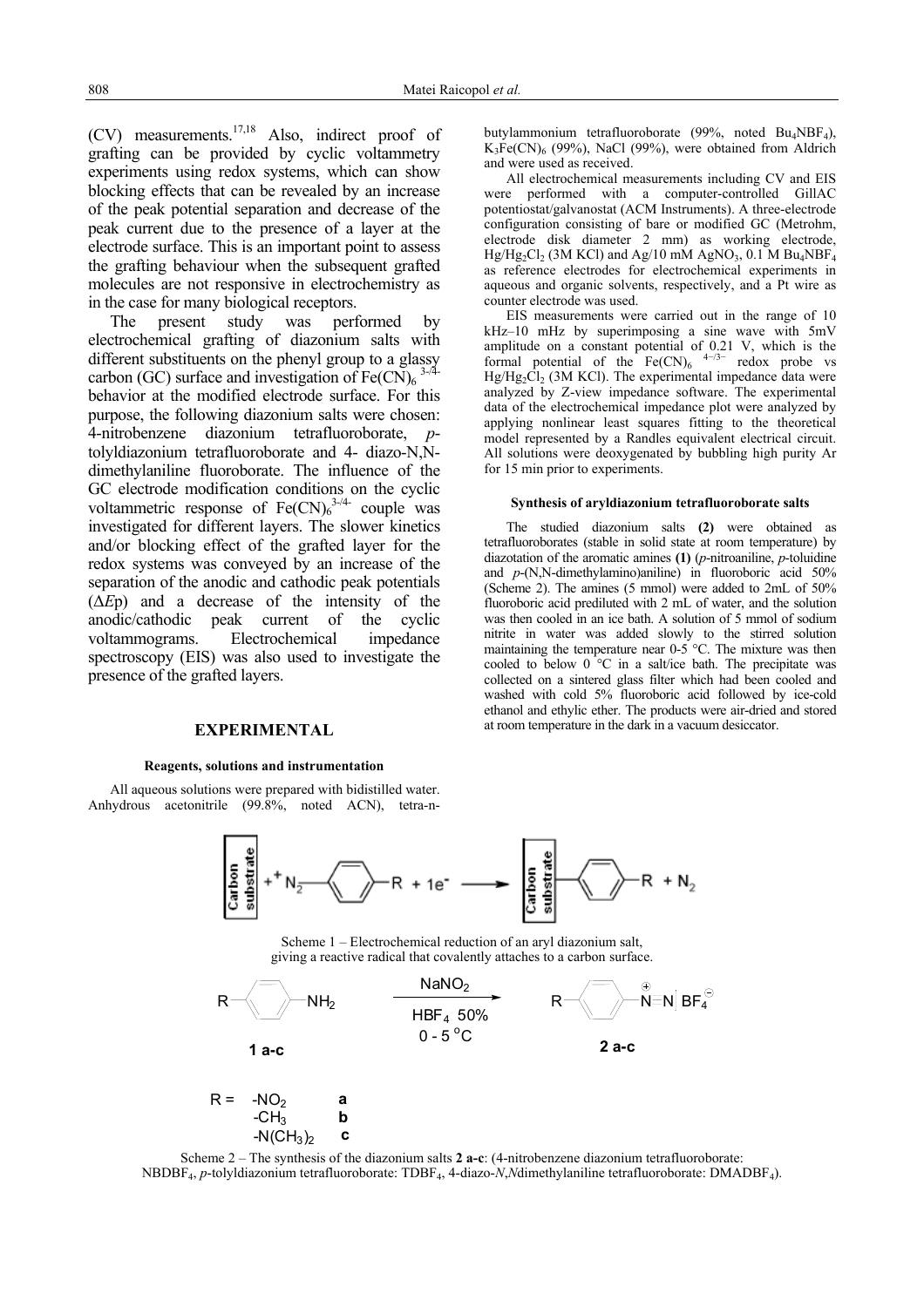(CV) measurements.[17,18] Also, indirect proof of grafting can be provided by cyclic voltammetry experiments using redox systems, which can show blocking effects that can be revealed by an increase of the peak potential separation and decrease of the peak current due to the presence of a layer at the electrode surface. This is an important point to assess the grafting behaviour when the subsequent grafted molecules are not responsive in electrochemistry as in the case for many biological receptors.

The present study was performed by electrochemical grafting of diazonium salts with different substituents on the phenyl group to a glassy carbon (GC) surface and investigation of $Fe(CN)_6^{3-/4-}$ behavior at the modified electrode surface. For this purpose, the following diazonium salts were chosen: 4-nitrobenzene diazonium tetrafluoroborate, *p*-tolyldiazonium tetrafluoroborate and 4- diazo-N,N-dimethylaniline fluoroborate. The influence of the GC electrode modification conditions on the cyclic voltammetric response of $Fe(CN)_6^{3-/4-}$ couple was investigated for different layers. The slower kinetics and/or blocking effect of the grafted layer for the redox systems was conveyed by an increase of the separation of the anodic and cathodic peak potentials ($\Delta E$p) and a decrease of the intensity of the anodic/cathodic peak current of the cyclic voltammograms. Electrochemical impedance spectroscopy (EIS) was also used to investigate the presence of the grafted layers.

## EXPERIMENTAL

### Reagents, solutions and instrumentation

All aqueous solutions were prepared with bidistilled water. Anhydrous acetonitrile (99.8%, noted ACN), tetra-n-butylammonium tetrafluoroborate (99%, noted $Bu_4NBF_4$), $K_3Fe(CN)_6$ (99%), NaCl (99%), were obtained from Aldrich and were used as received.

All electrochemical measurements including CV and EIS were performed with a computer-controlled GillAC potentiostat/galvanostat (ACM Instruments). A three-electrode configuration consisting of bare or modified GC (Metrohm, electrode disk diameter 2 mm) as working electrode, $Hg/Hg_2Cl_2$ (3M KCl) and Ag/10 mM $AgNO_3$, 0.1 M $Bu_4NBF_4$ as reference electrodes for electrochemical experiments in aqueous and organic solvents, respectively, and a Pt wire as counter electrode was used.

EIS measurements were carried out in the range of 10 kHz–10 mHz by superimposing a sine wave with 5mV amplitude on a constant potential of 0.21 V, which is the formal potential of the $Fe(CN)_6^{4-/3-}$ redox probe vs $Hg/Hg_2Cl_2$ (3M KCl). The experimental impedance data were analyzed by Z-view impedance software. The experimental data of the electrochemical impedance plot were analyzed by applying nonlinear least squares fitting to the theoretical model represented by a Randles equivalent electrical circuit. All solutions were deoxygenated by bubbling high purity Ar for 15 min prior to experiments.

### Synthesis of aryldiazonium tetrafluoroborate salts

The studied diazonium salts **(2)** were obtained as tetrafluoroborates (stable in solid state at room temperature) by diazotation of the aromatic amines **(1)** (*p*-nitroaniline, *p*-toluidine and *p*-(N,N-dimethylamino)aniline) in fluoroboric acid 50% (Scheme 2). The amines (5 mmol) were added to 2mL of 50% fluoroboric acid prediluted with 2 mL of water, and the solution was then cooled in an ice bath. A solution of 5 mmol of sodium nitrite in water was added slowly to the stirred solution maintaining the temperature near 0-5 °C. The mixture was then cooled to below 0 °C in a salt/ice bath. The precipitate was collected on a sintered glass filter which had been cooled and washed with cold 5% fluoroboric acid followed by ice-cold ethanol and ethylic ether. The products were air-dried and stored at room temperature in the dark in a vacuum desiccator.

Carbon substrate + $^+N_2$–C$_6$H$_4$–R + 1e$^-$ → Carbon substrate–C$_6$H$_4$–R + $N_2$

Scheme 1 – Electrochemical reduction of an aryl diazonium salt, giving a reactive radical that covalently attaches to a carbon surface.

R–C$_6$H$_4$–NH$_2$ (**1 a-c**) → (NaNO$_2$, HBF$_4$ 50%, 0 - 5 °C) → R–C$_6$H$_4$–N$^+$≡N BF$_4^-$ (**2 a-c**)

R = -NO$_2$ **a**; -CH$_3$ **b**; -N(CH$_3$)$_2$ **c**

Scheme 2 – The synthesis of the diazonium salts **2 a-c**: (4-nitrobenzene diazonium tetrafluoroborate: $NBDBF_4$, *p*-tolyldiazonium tetrafluoroborate: $TDBF_4$, 4-diazo-*N,N*dimethylaniline tetrafluoroborate: $DMADBF_4$).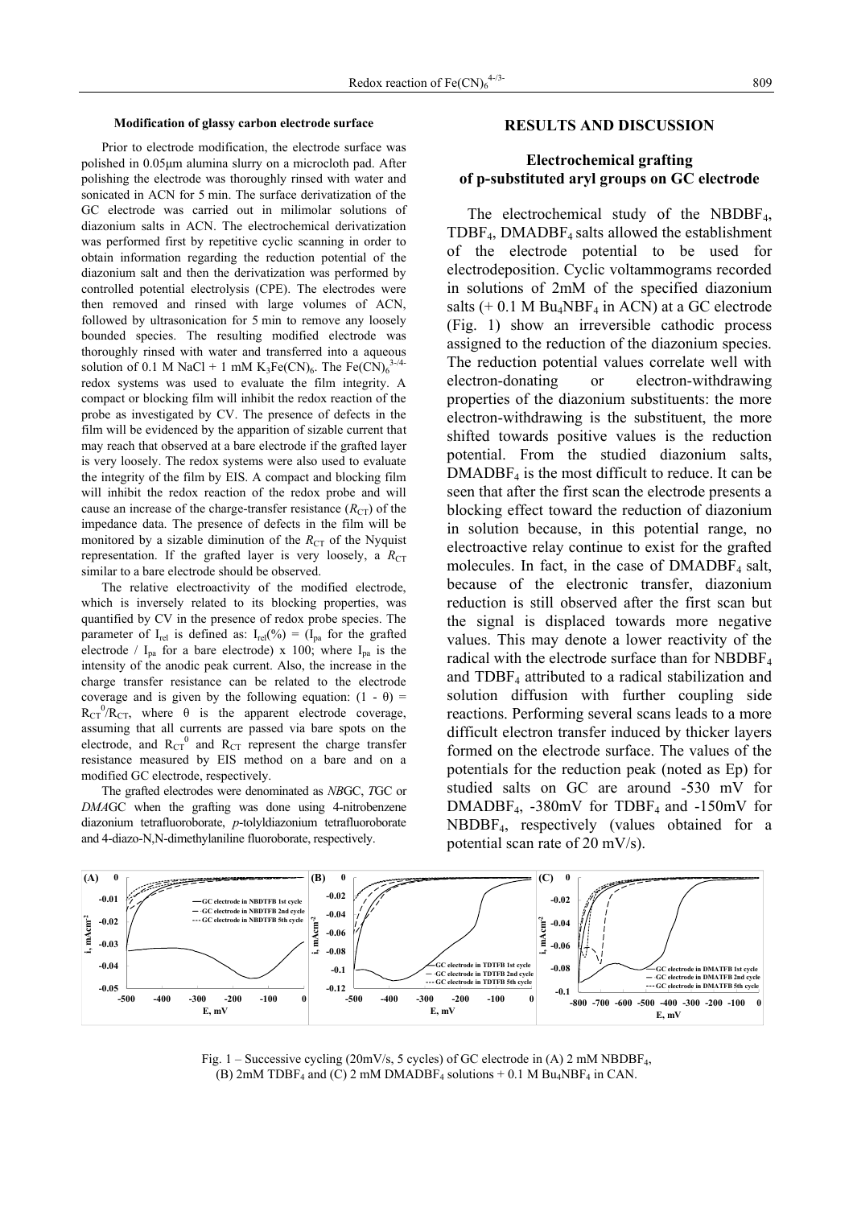#### Modification of glassy carbon electrode surface

Prior to electrode modification, the electrode surface was polished in 0.05μm alumina slurry on a microcloth pad. After polishing the electrode was thoroughly rinsed with water and sonicated in ACN for 5 min. The surface derivatization of the GC electrode was carried out in milimolar solutions of diazonium salts in ACN. The electrochemical derivatization was performed first by repetitive cyclic scanning in order to obtain information regarding the reduction potential of the diazonium salt and then the derivatization was performed by controlled potential electrolysis (CPE). The electrodes were then removed and rinsed with large volumes of ACN, followed by ultrasonication for 5 min to remove any loosely bounded species. The resulting modified electrode was thoroughly rinsed with water and transferred into a aqueous solution of 0.1 M NaCl + 1 mM $K_3Fe(CN)_6$. The $Fe(CN)_6^{3-/4-}$ redox systems was used to evaluate the film integrity. A compact or blocking film will inhibit the redox reaction of the probe as investigated by CV. The presence of defects in the film will be evidenced by the apparition of sizable current that may reach that observed at a bare electrode if the grafted layer is very loosely. The redox systems were also used to evaluate the integrity of the film by EIS. A compact and blocking film will inhibit the redox reaction of the redox probe and will cause an increase of the charge-transfer resistance ($R_{CT}$) of the impedance data. The presence of defects in the film will be monitored by a sizable diminution of the $R_{CT}$ of the Nyquist representation. If the grafted layer is very loosely, a $R_{CT}$ similar to a bare electrode should be observed.

The relative electroactivity of the modified electrode, which is inversely related to its blocking properties, was quantified by CV in the presence of redox probe species. The parameter of $I_{rel}$ is defined as: $I_{rel}(\%) = (I_{pa}$ for the grafted electrode / $I_{pa}$ for a bare electrode) x 100; where $I_{pa}$ is the intensity of the anodic peak current. Also, the increase in the charge transfer resistance can be related to the electrode coverage and is given by the following equation: $(1 - \theta) = R_{CT}^0/R_{CT}$, where $\theta$ is the apparent electrode coverage, assuming that all currents are passed via bare spots on the electrode, and $R_{CT}^0$ and $R_{CT}$ represent the charge transfer resistance measured by EIS method on a bare and on a modified GC electrode, respectively.

The grafted electrodes were denominated as *NB*GC, *T*GC or *DMA*GC when the grafting was done using 4-nitrobenzene diazonium tetrafluoroborate, *p*-tolyldiazonium tetrafluoroborate and 4-diazo-N,N-dimethylaniline fluoroborate, respectively.

## RESULTS AND DISCUSSION

### Electrochemical grafting of p-substituted aryl groups on GC electrode

The electrochemical study of the $NBDBF_4$, $TDBF_4$, $DMADBF_4$ salts allowed the establishment of the electrode potential to be used for electrodeposition. Cyclic voltammograms recorded in solutions of 2mM of the specified diazonium salts (+ 0.1 M $Bu_4NBF_4$ in ACN) at a GC electrode (Fig. 1) show an irreversible cathodic process assigned to the reduction of the diazonium species. The reduction potential values correlate well with electron-donating or electron-withdrawing properties of the diazonium substituents: the more electron-withdrawing is the substituent, the more shifted towards positive values is the reduction potential. From the studied diazonium salts, $DMADBF_4$ is the most difficult to reduce. It can be seen that after the first scan the electrode presents a blocking effect toward the reduction of diazonium in solution because, in this potential range, no electroactive relay continue to exist for the grafted molecules. In fact, in the case of $DMADBF_4$ salt, because of the electronic transfer, diazonium reduction is still observed after the first scan but the signal is displaced towards more negative values. This may denote a lower reactivity with the radical with the electrode surface than for $NBDBF_4$ and $TDBF_4$ attributed to a radical stabilization and solution diffusion with further coupling side reactions. Performing several scans leads to a more difficult electron transfer induced by thicker layers formed on the electrode surface. The values of the potentials for the reduction peak (noted as Ep) for studied salts on GC are around -530 mV for $DMADBF_4$, -380mV for $TDBF_4$ and -150mV for $NBDBF_4$, respectively (values obtained for a potential scan rate of 20 mV/s).

(A)
i, mAcm⁻²
0, -0.01, -0.02, -0.03, -0.04, -0.05
E, mV
-500, -400, -300, -200, -100, 0
GC electrode in NBDTFB 1st cycle
GC electrode in NBDTFB 2nd cycle
GC electrode in NBDTFB 5th cycle

(B)
i, mAcm⁻²
0, -0.02, -0.04, -0.06, -0.08, -0.1, -0.12
E, mV
-500, -400, -300, -200, -100, 0
GC electrode in TDTFB 1st cycle
GC electrode in TDTFB 2nd cycle
GC electrode in TDTFB 5th cycle

(C)
i, mAcm⁻²
0, -0.02, -0.04, -0.06, -0.08, -0.1
E, mV
-800, -700, -600, -500, -400, -300, -200, -100, 0
GC electrode in DMATFB 1st cycle
GC electrode in DMATFB 2nd cycle
GC electrode in DMATFB 5th cycle

Fig. 1 – Successive cycling (20mV/s, 5 cycles) of GC electrode in (A) 2 mM $NBDBF_4$, (B) 2mM $TDBF_4$ and (C) 2 mM $DMADBF_4$ solutions + 0.1 M $Bu_4NBF_4$ in CAN.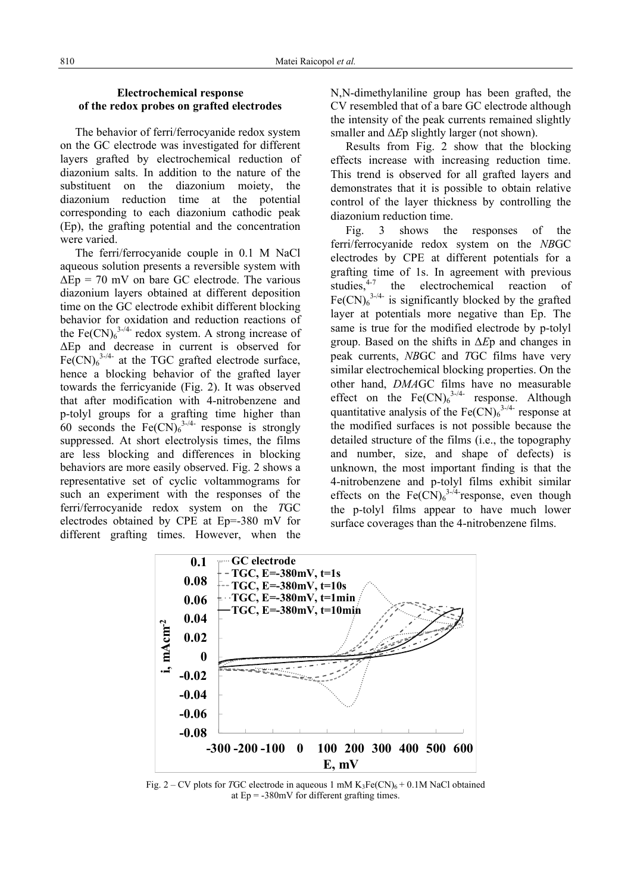### Electrochemical response of the redox probes on grafted electrodes

The behavior of ferri/ferrocyanide redox system on the GC electrode was investigated for different layers grafted by electrochemical reduction of diazonium salts. In addition to the nature of the substituent on the diazonium moiety, the diazonium reduction time at the potential corresponding to each diazonium cathodic peak (Ep), the grafting potential and the concentration were varied.

The ferri/ferrocyanide couple in 0.1 M NaCl aqueous solution presents a reversible system with ΔEp = 70 mV on bare GC electrode. The various diazonium layers obtained at different deposition time on the GC electrode exhibit different blocking behavior for oxidation and reduction reactions of the $Fe(CN)_6^{3-/4-}$ redox system. A strong increase of ΔEp and decrease in current is observed for $Fe(CN)_6^{3-/4-}$ at the TGC grafted electrode surface, hence a blocking behavior of the grafted layer towards the ferricyanide (Fig. 2). It was observed that after modification with 4-nitrobenzene and p-tolyl groups for a grafting time higher than 60 seconds the $Fe(CN)_6^{3-/4-}$ response is strongly suppressed. At short electrolysis times, the films are less blocking and differences in blocking behaviors are more easily observed. Fig. 2 shows a representative set of cyclic voltammograms for such an experiment with the responses of the ferri/ferrocyanide redox system on the *T*GC electrodes obtained by CPE at Ep=-380 mV for different grafting times. However, when the N,N-dimethylaniline group has been grafted, the CV resembled that of a bare GC electrode although the intensity of the peak currents remained slightly smaller and Δ*E*p slightly larger (not shown).

Results from Fig. 2 show that the blocking effects increase with increasing reduction time. This trend is observed for all grafted layers and demonstrates that it is possible to obtain relative control of the layer thickness by controlling the diazonium reduction time.

Fig. 3 shows the responses of the ferri/ferrocyanide redox system on the *NB*GC electrodes by CPE at different potentials for a grafting time of 1s. In agreement with previous studies,[4-7] the electrochemical reaction of $Fe(CN)_6^{3-/4-}$ is significantly blocked by the grafted layer at potentials more negative than Ep. The same is true for the modified electrode by p-tolyl group. Based on the shifts in Δ*E*p and changes in peak currents, *NB*GC and *T*GC films have very similar electrochemical blocking properties. On the other hand, *DMA*GC films have no measurable effect on the $Fe(CN)_6^{3-/4-}$ response. Although quantitative analysis of the $Fe(CN)_6^{3-/4-}$ response at the modified surfaces is not possible because the detailed structure of the films (i.e., the topography and number, size, and shape of defects) is unknown, the most important finding is that the 4-nitrobenzene and p-tolyl films exhibit similar effects on the $Fe(CN)_6^{3-/4-}$response, even though the p-tolyl films appear to have much lower surface coverages than the 4-nitrobenzene films.

Fig. 2 – CV plots for *T*GC electrode in aqueous 1 mM $K_3Fe(CN)_6$ + 0.1M NaCl obtained at Ep = -380mV for different grafting times.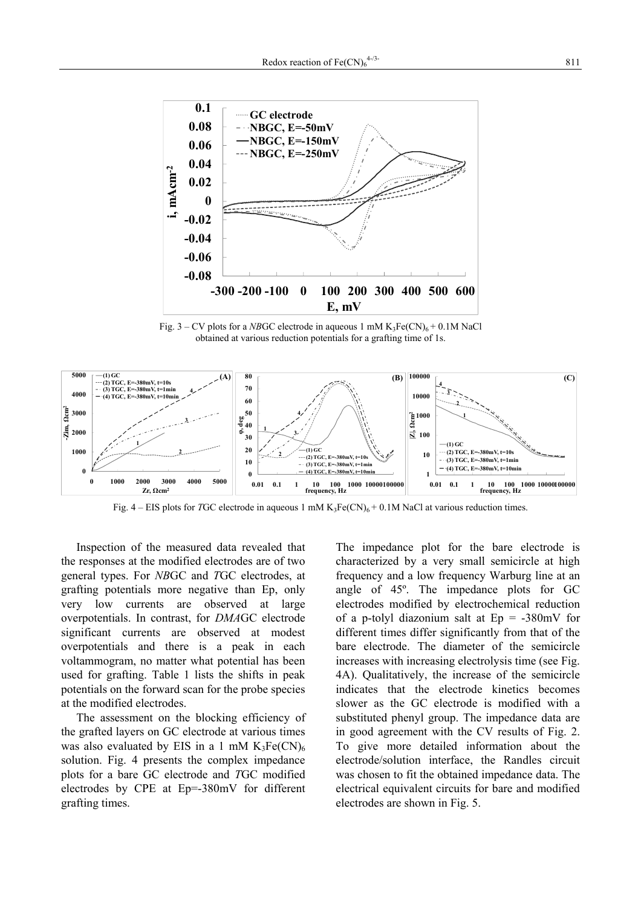0.1
0.08
0.06
0.04
0.02
0
-0.02
-0.04
-0.06
-0.08

i, mAcm$^{-2}$

-300 -200 -100 0 100 200 300 400 500 600

E, mV

GC electrode
NBGC, E=-50mV
NBGC, E=-150mV
NBGC, E=-250mV

Fig. 3 – CV plots for a *NB*GC electrode in aqueous 1 mM $K_3Fe(CN)_6$ + 0.1M NaCl obtained at various reduction potentials for a grafting time of 1s.

(A)
-Zim, Ωcm$^2$
Zr, Ωcm$^2$
0 1000 2000 3000 4000 5000
(1) GC
(2) TGC, E=-380mV, t=10s
(3) TGC, E=-380mV, t=1min
(4) TGC, E=-380mV, t=10min

(B)
φ, deg
frequency, Hz
0.01 0.1 1 10 100 1000 10000100000
(1) GC
(2) TGC, E=-380mV, t=10s
(3) TGC, E=-380mV, t=1min
(4) TGC, E=-380mV, t=10min

(C)
|Z|, Ωcm$^2$
frequency, Hz
0.01 0.1 1 10 100 1000 10000100000
(1) GC
(2) TGC, E=-380mV, t=10s
(3) TGC, E=-380mV, t=1min
(4) TGC, E=-380mV, t=10min

Fig. 4 – EIS plots for *T*GC electrode in aqueous 1 mM $K_3Fe(CN)_6$ + 0.1M NaCl at various reduction times.

Inspection of the measured data revealed that the responses at the modified electrodes are of two general types. For *NB*GC and *T*GC electrodes, at grafting potentials more negative than Ep, only very low currents are observed at large overpotentials. In contrast, for *DMA*GC electrode significant currents are observed at modest overpotentials and there is a peak in each voltammogram, no matter what potential has been used for grafting. Table 1 lists the shifts in peak potentials on the forward scan for the probe species at the modified electrodes.

The assessment on the blocking efficiency of the grafted layers on GC electrode at various times was also evaluated by EIS in a 1 mM $K_3Fe(CN)_6$ solution. Fig. 4 presents the complex impedance plots for a bare GC electrode and *T*GC modified electrodes by CPE at Ep=-380mV for different grafting times.

The impedance plot for the bare electrode is characterized by a very small semicircle at high frequency and a low frequency Warburg line at an angle of 45º. The impedance plots for GC electrodes modified by electrochemical reduction of a p-tolyl diazonium salt at Ep = -380mV for different times differ significantly from that of the bare electrode. The diameter of the semicircle increases with increasing electrolysis time (see Fig. 4A). Qualitatively, the increase of the semicircle indicates that the electrode kinetics becomes slower as the GC electrode is modified with a substituted phenyl group. The impedance data are in good agreement with the CV results of Fig. 2. To give more detailed information about the electrode/solution interface, the Randles circuit was chosen to fit the obtained impedance data. The electrical equivalent circuits for bare and modified electrodes are shown in Fig. 5.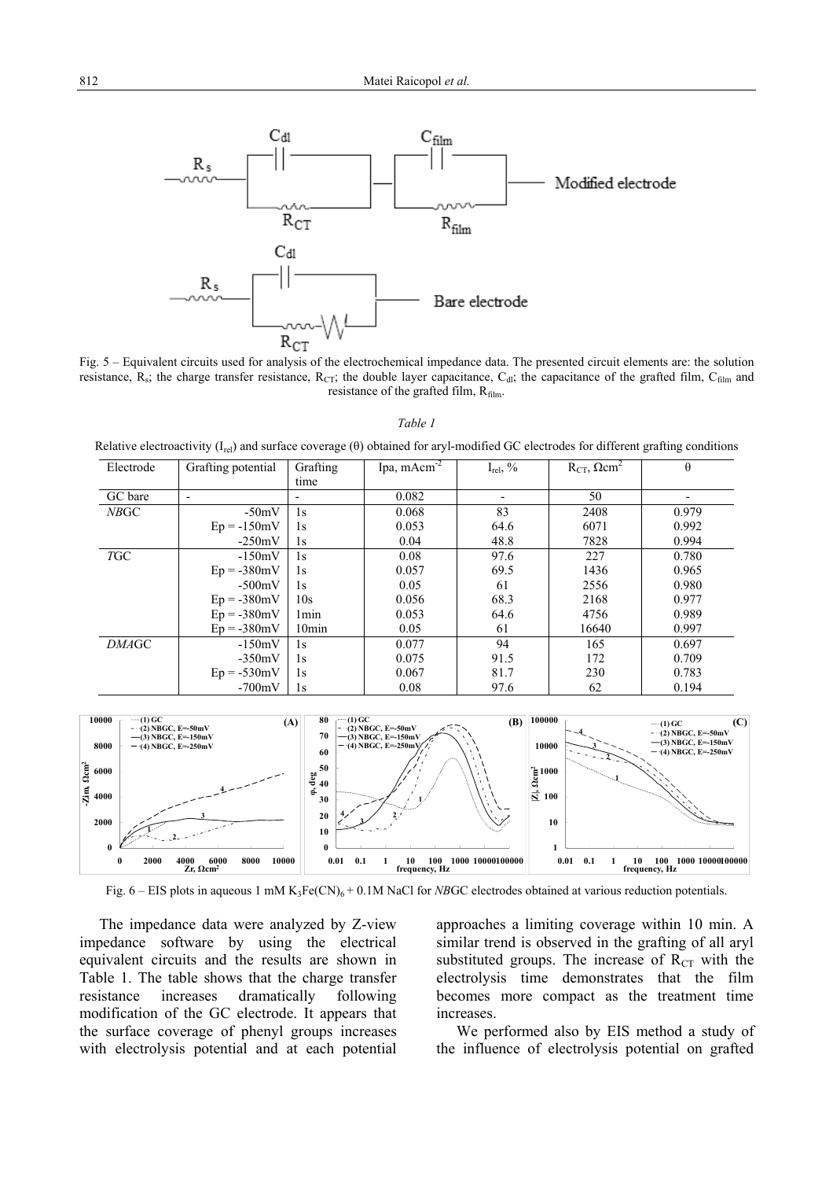Modified electrode

$C_{dl}$

$R_s$

$R_{CT}$

$C_{film}$

$R_{film}$

Bare electrode

$C_{dl}$

$R_s$

$R_{CT}$

Fig. 5 – Equivalent circuits used for analysis of the electrochemical impedance data. The presented circuit elements are: the solution resistance, $R_s$; the charge transfer resistance, $R_{CT}$; the double layer capacitance, $C_{dl}$; the capacitance of the grafted film, $C_{film}$ and resistance of the grafted film, $R_{film}$.

*Table 1*

Relative electroactivity ($I_{rel}$) and surface coverage (θ) obtained for aryl-modified GC electrodes for different grafting conditions

| Electrode | Grafting potential | Grafting time | Ipa, $mAcm^{-2}$ | $I_{rel}$, % | $R_{CT}$, $\Omega cm^2$ | θ |
|---|---|---|---|---|---|---|
| GC bare | - | - | 0.082 | - | 50 | - |
| *NB*GC | -50mV | 1s | 0.068 | 83 | 2408 | 0.979 |
| | Ep = -150mV | 1s | 0.053 | 64.6 | 6071 | 0.992 |
| | -250mV | 1s | 0.04 | 48.8 | 7828 | 0.994 |
| *T*GC | -150mV | 1s | 0.08 | 97.6 | 227 | 0.780 |
| | Ep = -380mV | 1s | 0.057 | 69.5 | 1436 | 0.965 |
| | -500mV | 1s | 0.05 | 61 | 2556 | 0.980 |
| | Ep = -380mV | 10s | 0.056 | 68.3 | 2168 | 0.977 |
| | Ep = -380mV | 1min | 0.053 | 64.6 | 4756 | 0.989 |
| | Ep = -380mV | 10min | 0.05 | 61 | 16640 | 0.997 |
| *DMA*GC | -150mV | 1s | 0.077 | 94 | 165 | 0.697 |
| | -350mV | 1s | 0.075 | 91.5 | 172 | 0.709 |
| | Ep = -530mV | 1s | 0.067 | 81.7 | 230 | 0.783 |
| | -700mV | 1s | 0.08 | 97.6 | 62 | 0.194 |

(A)
(1) GC
(2) NBGC, E=-50mV
(3) NBGC, E=-150mV
(4) NBGC, E=-250mV
-Zim, Ωcm²
Zr, Ωcm²
0, 2000, 4000, 6000, 8000, 10000

(B)
(1) GC
(2) NBGC, E=-50mV
(3) NBGC, E=-150mV
(4) NBGC, E=-250mV
φ, deg
frequency, Hz
0.01 0.1 1 10 100 1000 10000 100000

(C)
(1) GC
(2) NBGC, E=-50mV
(3) NBGC, E=-150mV
(4) NBGC, E=-250mV
|Z|, Ωcm²
frequency, Hz
0.01 0.1 1 10 100 1000 10000 100000

Fig. 6 – EIS plots in aqueous 1 mM $K_3Fe(CN)_6$ + 0.1M NaCl for *NB*GC electrodes obtained at various reduction potentials.

The impedance data were analyzed by Z-view impedance software by using the electrical equivalent circuits and the results are shown in Table 1. The table shows that the charge transfer resistance increases dramatically following modification of the GC electrode. It appears that the surface coverage of phenyl groups increases with electrolysis potential and at each potential approaches a limiting coverage within 10 min. A similar trend is observed in the grafting of all aryl substituted groups. The increase of $R_{CT}$ with the electrolysis time demonstrates that the film becomes more compact as the treatment time increases.

We performed also by EIS method a study of the influence of electrolysis potential on grafted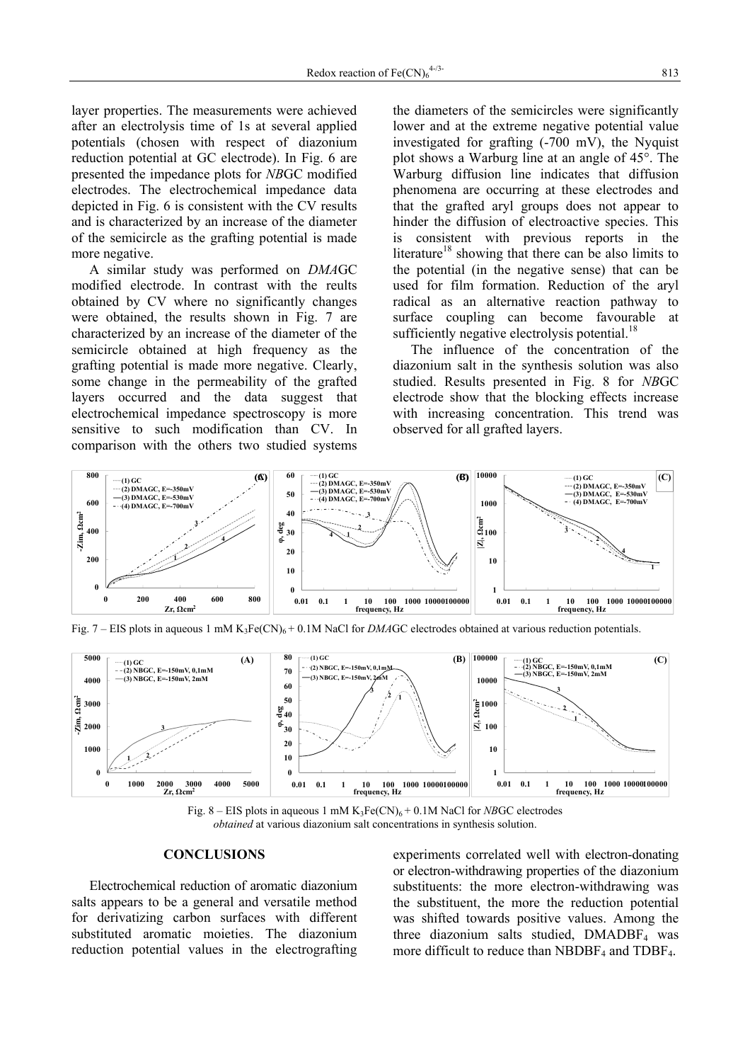layer properties. The measurements were achieved after an electrolysis time of 1s at several applied potentials (chosen with respect of diazonium reduction potential at GC electrode). In Fig. 6 are presented the impedance plots for *NB*GC modified electrodes. The electrochemical impedance data depicted in Fig. 6 is consistent with the CV results and is characterized by an increase of the diameter of the semicircle as the grafting potential is made more negative.

A similar study was performed on *DMA*GC modified electrode. In contrast with the reults obtained by CV where no significantly changes were obtained, the results shown in Fig. 7 are characterized by an increase of the diameter of the semicircle obtained at high frequency as the grafting potential is made more negative. Clearly, some change in the permeability of the grafted layers occurred and the data suggest that electrochemical impedance spectroscopy is more sensitive to such modification than CV. In comparison with the others two studied systems the diameters of the semicircles were significantly lower and at the extreme negative potential value investigated for grafting (-700 mV), the Nyquist plot shows a Warburg line at an angle of 45°. The Warburg diffusion line indicates that diffusion phenomena are occurring at these electrodes and that the grafted aryl groups does not appear to hinder the diffusion of electroactive species. This is consistent with previous reports in the literature[18] showing that there can be also limits to the potential (in the negative sense) that can be used for film formation. Reduction of the aryl radical as an alternative reaction pathway to surface coupling can become favourable at sufficiently negative electrolysis potential.[18]

The influence of the concentration of the diazonium salt in the synthesis solution was also studied. Results presented in Fig. 8 for *NB*GC electrode show that the blocking effects increase with increasing concentration. This trend was observed for all grafted layers.

(A)
(1) GC
(2) DMAGC, E=-350mV
(3) DMAGC, E=-530mV
(4) DMAGC, E=-700mV
-Zim, Ωcm²
Zr, Ωcm²

(B)
φ, deg
frequency, Hz

(C)
|Z|, Ωcm²
frequency, Hz

Fig. 7 – EIS plots in aqueous 1 mM $K_3Fe(CN)_6$ + 0.1M NaCl for *DMA*GC electrodes obtained at various reduction potentials.

(A)
(1) GC
(2) NBGC, E=-150mV, 0,1mM
(3) NBGC, E=-150mV, 2mM
-Zim, Ωcm²
Zr, Ωcm²

(B)
φ, deg
frequency, Hz

(C)
|Z|, Ωcm²
frequency, Hz

Fig. 8 – EIS plots in aqueous 1 mM $K_3Fe(CN)_6$ + 0.1M NaCl for *NB*GC electrodes *obtained* at various diazonium salt concentrations in synthesis solution.

## CONCLUSIONS

Electrochemical reduction of aromatic diazonium salts appears to be a general and versatile method for derivatizing carbon surfaces with different substituted aromatic moieties. The diazonium reduction potential values in the electrografting experiments correlated well with electron-donating or electron-withdrawing properties of the diazonium substituents: the more electron-withdrawing was the substituent, the more the reduction potential was shifted towards positive values. Among the three diazonium salts studied, $DMADBF_4$ was more difficult to reduce than $NBDBF_4$ and $TDBF_4$.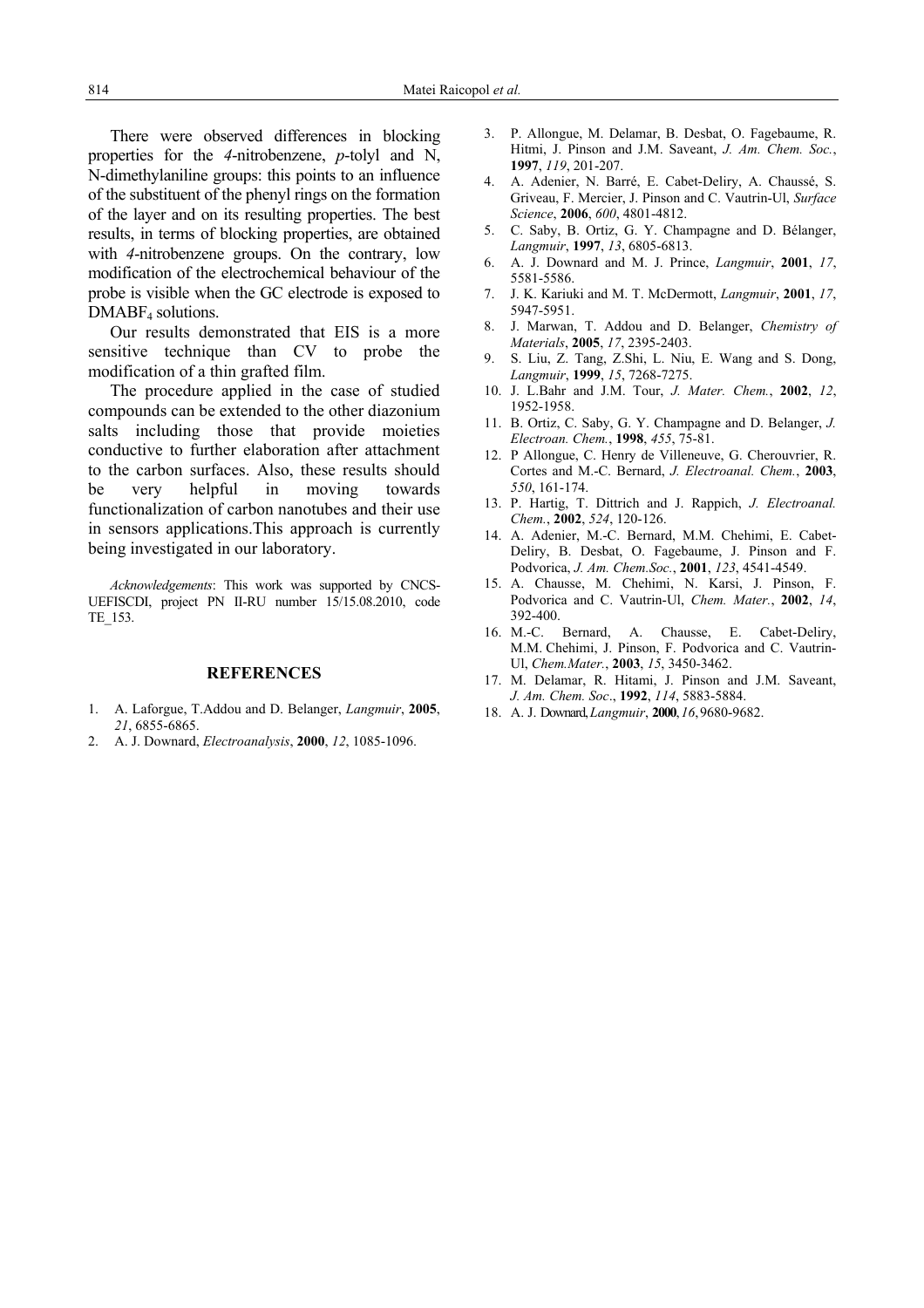There were observed differences in blocking properties for the *4*-nitrobenzene, *p*-tolyl and N, N-dimethylaniline groups: this points to an influence of the substituent of the phenyl rings on the formation of the layer and on its resulting properties. The best results, in terms of blocking properties, are obtained with *4*-nitrobenzene groups. On the contrary, low modification of the electrochemical behaviour of the probe is visible when the GC electrode is exposed to $DMABF_4$ solutions.

Our results demonstrated that EIS is a more sensitive technique than CV to probe the modification of a thin grafted film.

The procedure applied in the case of studied compounds can be extended to the other diazonium salts including those that provide moieties conductive to further elaboration after attachment to the carbon surfaces. Also, these results should be very helpful in moving towards functionalization of carbon nanotubes and their use in sensors applications.This approach is currently being investigated in our laboratory.

*Acknowledgements*: This work was supported by CNCS-UEFISCDI, project PN II-RU number 15/15.08.2010, code TE_153.

## REFERENCES

1. A. Laforgue, T.Addou and D. Belanger, *Langmuir*, **2005**, *21*, 6855-6865.
2. A. J. Downard, *Electroanalysis*, **2000**, *12*, 1085-1096.
3. P. Allongue, M. Delamar, B. Desbat, O. Fagebaume, R. Hitmi, J. Pinson and J.M. Saveant, *J. Am. Chem. Soc.*, **1997**, *119*, 201-207.
4. A. Adenier, N. Barré, E. Cabet-Deliry, A. Chaussé, S. Griveau, F. Mercier, J. Pinson and C. Vautrin-Ul, *Surface Science*, **2006**, *600*, 4801-4812.
5. C. Saby, B. Ortiz, G. Y. Champagne and D. Bélanger, *Langmuir*, **1997**, *13*, 6805-6813.
6. A. J. Downard and M. J. Prince, *Langmuir*, **2001**, *17*, 5581-5586.
7. J. K. Kariuki and M. T. McDermott, *Langmuir*, **2001**, *17*, 5947-5951.
8. J. Marwan, T. Addou and D. Belanger, *Chemistry of Materials*, **2005**, *17*, 2395-2403.
9. S. Liu, Z. Tang, Z.Shi, L. Niu, E. Wang and S. Dong, *Langmuir*, **1999**, *15*, 7268-7275.
10. J. L.Bahr and J.M. Tour, *J. Mater. Chem.*, **2002**, *12*, 1952-1958.
11. B. Ortiz, C. Saby, G. Y. Champagne and D. Belanger, *J. Electroan. Chem.*, **1998**, *455*, 75-81.
12. P Allongue, C. Henry de Villeneuve, G. Cherouvrier, R. Cortes and M.-C. Bernard, *J. Electroanal. Chem.*, **2003**, *550*, 161-174.
13. P. Hartig, T. Dittrich and J. Rappich, *J. Electroanal. Chem.*, **2002**, *524*, 120-126.
14. A. Adenier, M.-C. Bernard, M.M. Chehimi, E. Cabet-Deliry, B. Desbat, O. Fagebaume, J. Pinson and F. Podvorica, *J. Am. Chem.Soc.*, **2001**, *123*, 4541-4549.
15. A. Chausse, M. Chehimi, N. Karsi, J. Pinson, F. Podvorica and C. Vautrin-Ul, *Chem. Mater.*, **2002**, *14*, 392-400.
16. M.-C. Bernard, A. Chausse, E. Cabet-Deliry, M.M. Chehimi, J. Pinson, F. Podvorica and C. Vautrin-Ul, *Chem.Mater.*, **2003**, *15*, 3450-3462.
17. M. Delamar, R. Hitami, J. Pinson and J.M. Saveant, *J. Am. Chem. Soc*., **1992**, *114*, 5883-5884.
18. A. J. Downard, *Langmuir*, **2000**, *16*, 9680-9682.